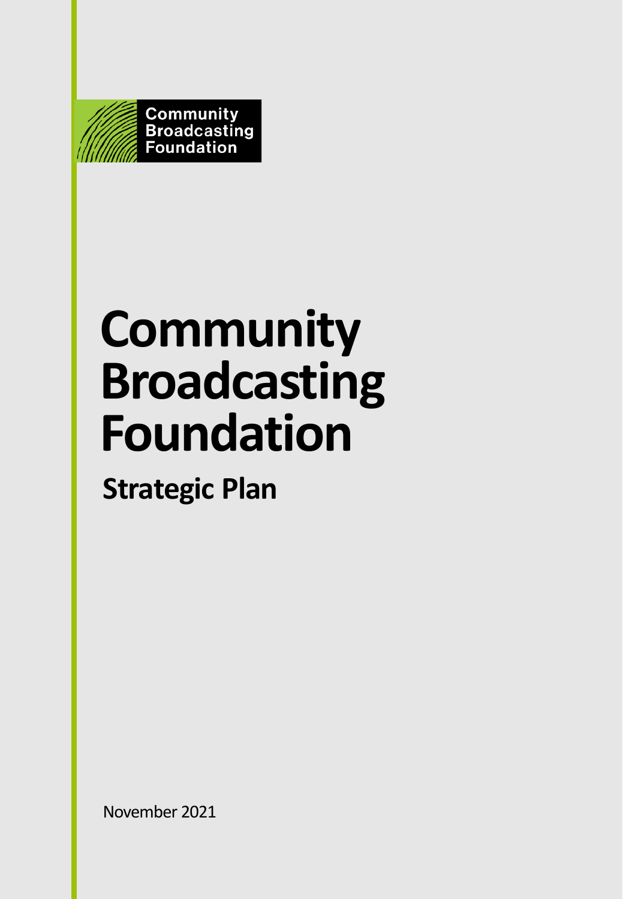Community Broadcasting Foundation

# Community Broadcasting Foundation

## Strategic Plan

November 2021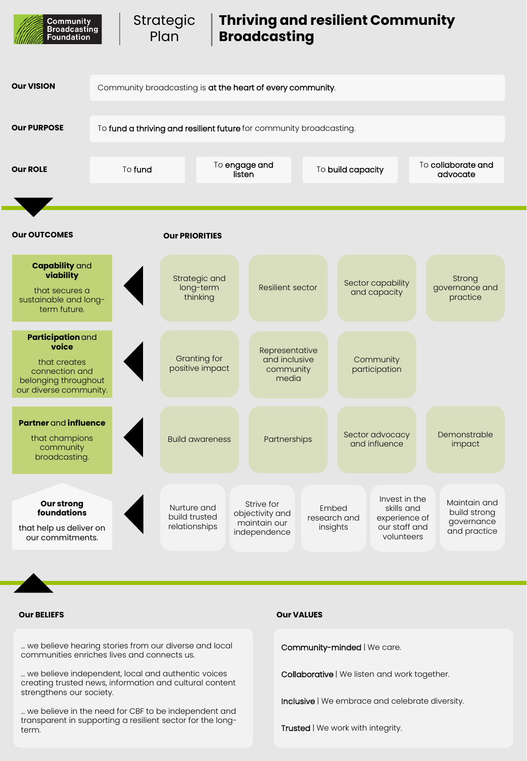Community Broadcasting Foundation

# Strategic Plan

# Thriving and resilient Community Broadcasting

**Our VISION**

Community broadcasting is **at the heart of every community**.

**Our PURPOSE**

To **fund a thriving and resilient future** for community broadcasting.

**Our ROLE**

- To **fund**
- To **engage and listen**
- To **build capacity**
- To **collaborate and advocate**

| Our OUTCOMES | Our PRIORITIES | | | | |
|---|---|---|---|---|---|
| **Capability** and **viability** that secures a sustainable and long-term future. | Strategic and long-term thinking | Resilient sector | Sector capability and capacity | Strong governance and practice | |
| **Participation** and **voice** that creates connection and belonging throughout our diverse community. | Granting for positive impact | Representative and inclusive community media | Community participation | | |
| **Partner** and **influence** that champions community broadcasting. | Build awareness | Partnerships | Sector advocacy and influence | Demonstrable impact | |
| **Our strong foundations** that help us deliver on our commitments. | Nurture and build trusted relationships | Strive for objectivity and maintain our independence | Embed research and insights | Invest in the skills and experience of our staff and volunteers | Maintain and build strong governance and practice |

**Our BELIEFS**

... we believe hearing stories from our diverse and local communities enriches lives and connects us.

... we believe independent, local and authentic voices creating trusted news, information and cultural content strengthens our society.

... we believe in the need for CBF to be independent and transparent in supporting a resilient sector for the long-term.

**Our VALUES**

**Community-minded** | We care.

**Collaborative** | We listen and work together.

**Inclusive** | We embrace and celebrate diversity.

**Trusted** | We work with integrity.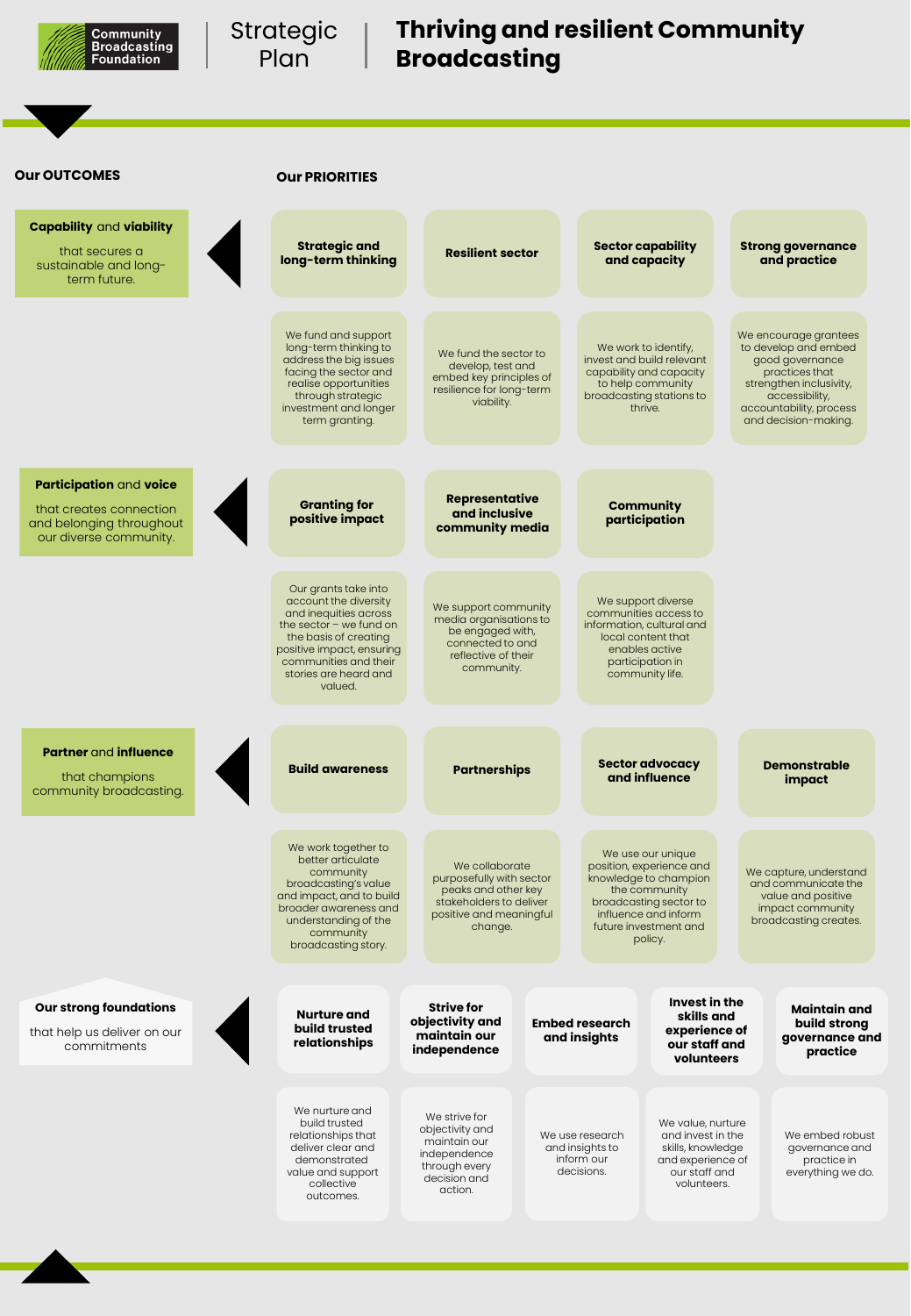Community Broadcasting Foundation

Strategic Plan

# Thriving and resilient Community Broadcasting

**Our OUTCOMES**

**Our PRIORITIES**

## **Capability** and **viability**

that secures a sustainable and long-term future.

| Strategic and long-term thinking | Resilient sector | Sector capability and capacity | Strong governance and practice |
|---|---|---|---|
| We fund and support long-term thinking to address the big issues facing the sector and realise opportunities through strategic investment and longer term granting. | We fund the sector to develop, test and embed key principles of resilience for long-term viability. | We work to identify, invest and build relevant capability and capacity to help community broadcasting stations to thrive. | We encourage grantees to develop and embed good governance practices that strengthen inclusivity, accessibility, accountability, process and decision-making. |

## **Participation** and **voice**

that creates connection and belonging throughout our diverse community.

| Granting for positive impact | Representative and inclusive community media | Community participation |
|---|---|---|
| Our grants take into account the diversity and inequities across the sector – we fund on the basis of creating positive impact, ensuring communities and their stories are heard and valued. | We support community media organisations to be engaged with, connected to and reflective of their community. | We support diverse communities access to information, cultural and local content that enables active participation in community life. |

## **Partner** and **influence**

that champions community broadcasting.

| Build awareness | Partnerships | Sector advocacy and influence | Demonstrable impact |
|---|---|---|---|
| We work together to better articulate community broadcasting's value and impact, and to build broader awareness and understanding of the community broadcasting story. | We collaborate purposefully with sector peaks and other key stakeholders to deliver positive and meaningful change. | We use our unique position, experience and knowledge to champion the community broadcasting sector to influence and inform future investment and policy. | We capture, understand and communicate the value and positive impact community broadcasting creates. |

## **Our strong foundations**

that help us deliver on our commitments

| Nurture and build trusted relationships | Strive for objectivity and maintain our independence | Embed research and insights | Invest in the skills and experience of our staff and volunteers | Maintain and build strong governance and practice |
|---|---|---|---|---|
| We nurture and build trusted relationships that deliver clear and demonstrated value and support collective outcomes. | We strive for objectivity and maintain our independence through every decision and action. | We use research and insights to inform our decisions. | We value, nurture and invest in the skills, knowledge and experience of our staff and volunteers. | We embed robust governance and practice in everything we do. |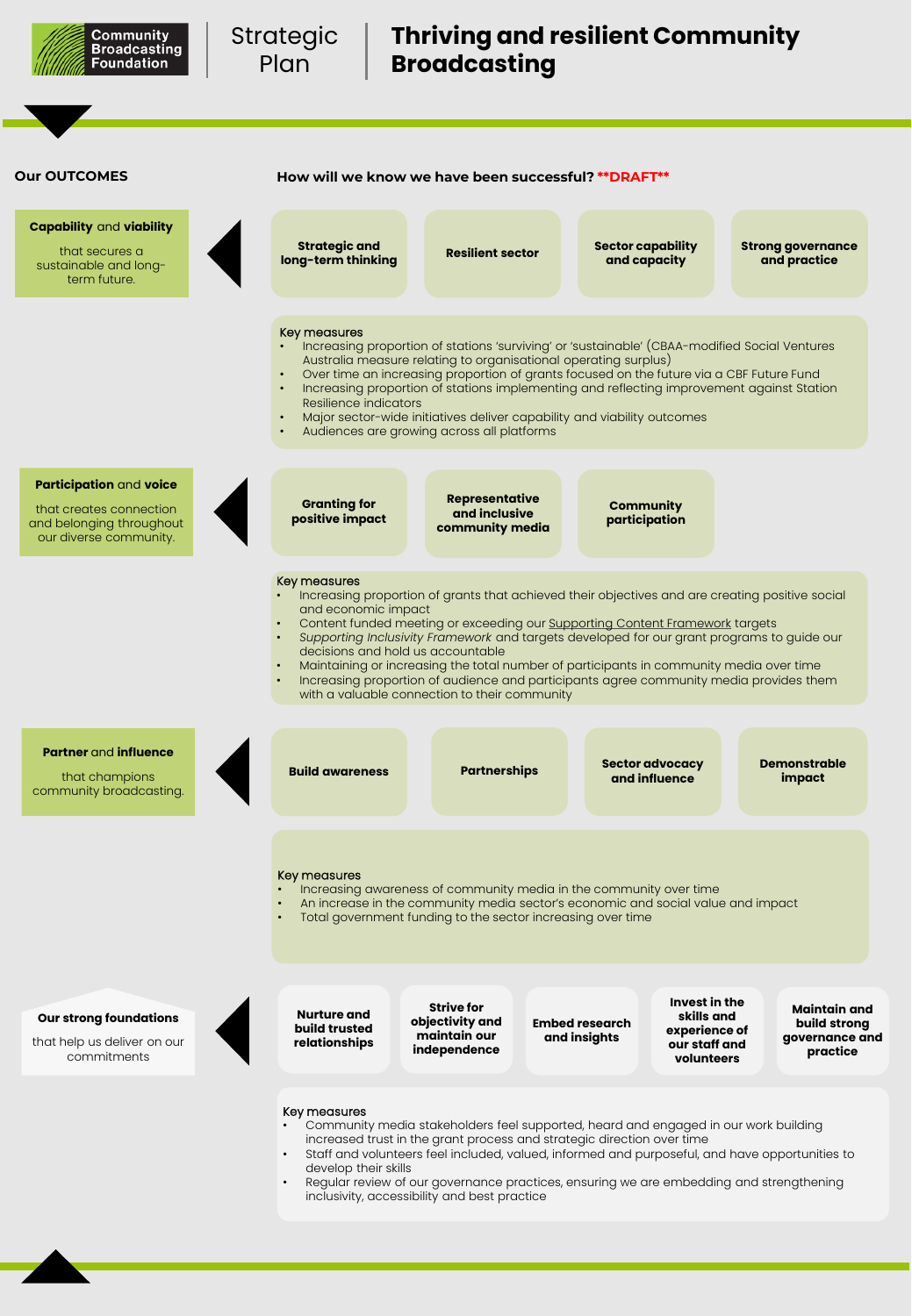Community Broadcasting Foundation

Strategic Plan

# Thriving and resilient Community Broadcasting

## Our OUTCOMES

## How will we know we have been successful? **DRAFT**

### **Capability** and **viability**

that secures a sustainable and long-term future.

- **Strategic and long-term thinking**
- **Resilient sector**
- **Sector capability and capacity**
- **Strong governance and practice**

Key measures

- Increasing proportion of stations 'surviving' or 'sustainable' (CBAA-modified Social Ventures Australia measure relating to organisational operating surplus)
- Over time an increasing proportion of grants focused on the future via a CBF Future Fund
- Increasing proportion of stations implementing and reflecting improvement against Station Resilience indicators
- Major sector-wide initiatives deliver capability and viability outcomes
- Audiences are growing across all platforms

### **Participation** and **voice**

that creates connection and belonging throughout our diverse community.

- **Granting for positive impact**
- **Representative and inclusive community media**
- **Community participation**

Key measures

- Increasing proportion of grants that achieved their objectives and are creating positive social and economic impact
- Content funded meeting or exceeding our Supporting Content Framework targets
- *Supporting Inclusivity Framework* and targets developed for our grant programs to guide our decisions and hold us accountable
- Maintaining or increasing the total number of participants in community media over time
- Increasing proportion of audience and participants agree community media provides them with a valuable connection to their community

### **Partner** and **influence**

that champions community broadcasting.

- **Build awareness**
- **Partnerships**
- **Sector advocacy and influence**
- **Demonstrable impact**

Key measures

- Increasing awareness of community media in the community over time
- An increase in the community media sector's economic and social value and impact
- Total government funding to the sector increasing over time

### **Our strong foundations**

that help us deliver on our commitments

- **Nurture and build trusted relationships**
- **Strive for objectivity and maintain our independence**
- **Embed research and insights**
- **Invest in the skills and experience of our staff and volunteers**
- **Maintain and build strong governance and practice**

Key measures

- Community media stakeholders feel supported, heard and engaged in our work building increased trust in the grant process and strategic direction over time
- Staff and volunteers feel included, valued, informed and purposeful, and have opportunities to develop their skills
- Regular review of our governance practices, ensuring we are embedding and strengthening inclusivity, accessibility and best practice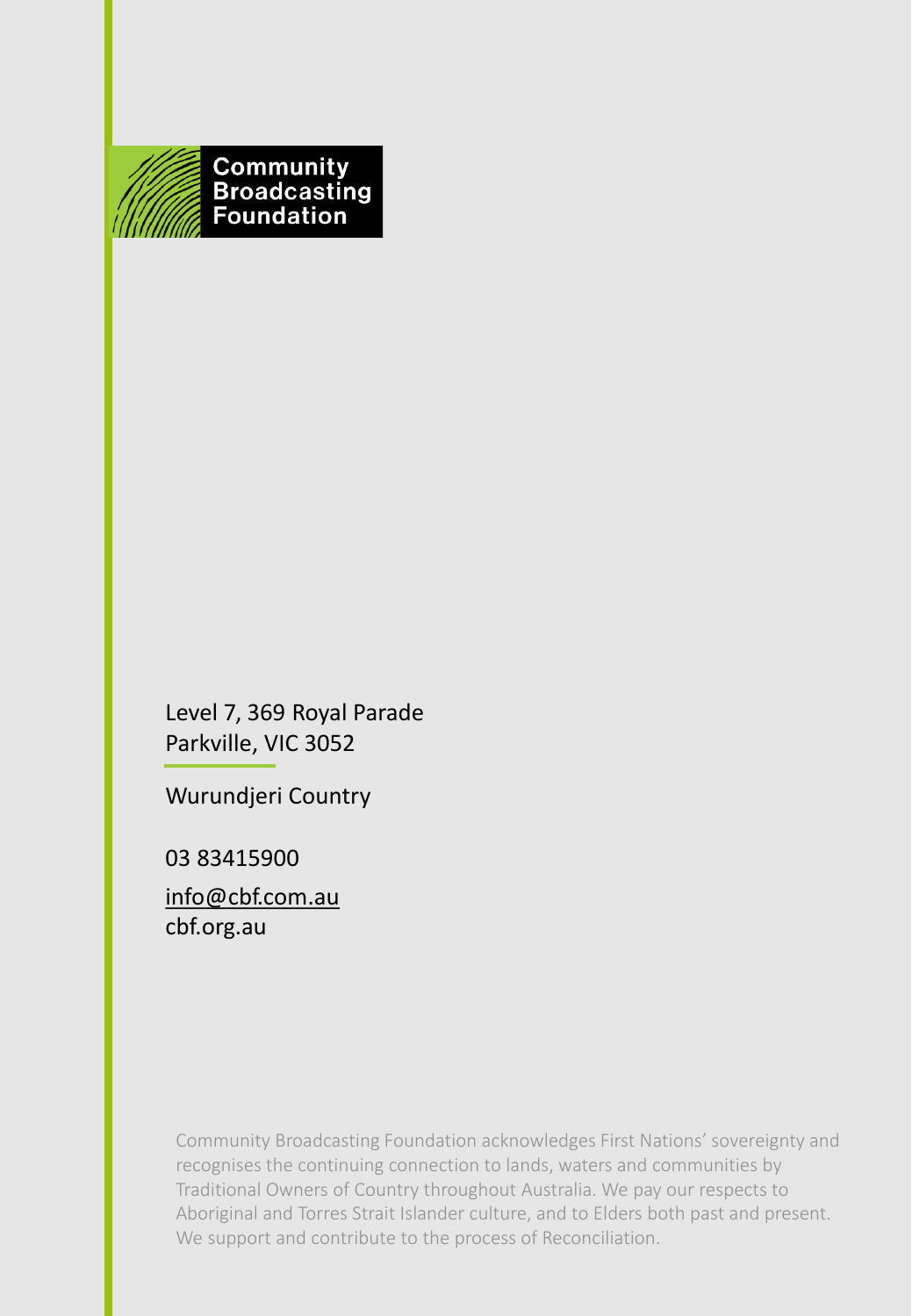Community Broadcasting Foundation

Level 7, 369 Royal Parade
Parkville, VIC 3052

Wurundjeri Country

03 83415900

info@cbf.com.au
cbf.org.au

Community Broadcasting Foundation acknowledges First Nations' sovereignty and recognises the continuing connection to lands, waters and communities by Traditional Owners of Country throughout Australia. We pay our respects to Aboriginal and Torres Strait Islander culture, and to Elders both past and present. We support and contribute to the process of Reconciliation.